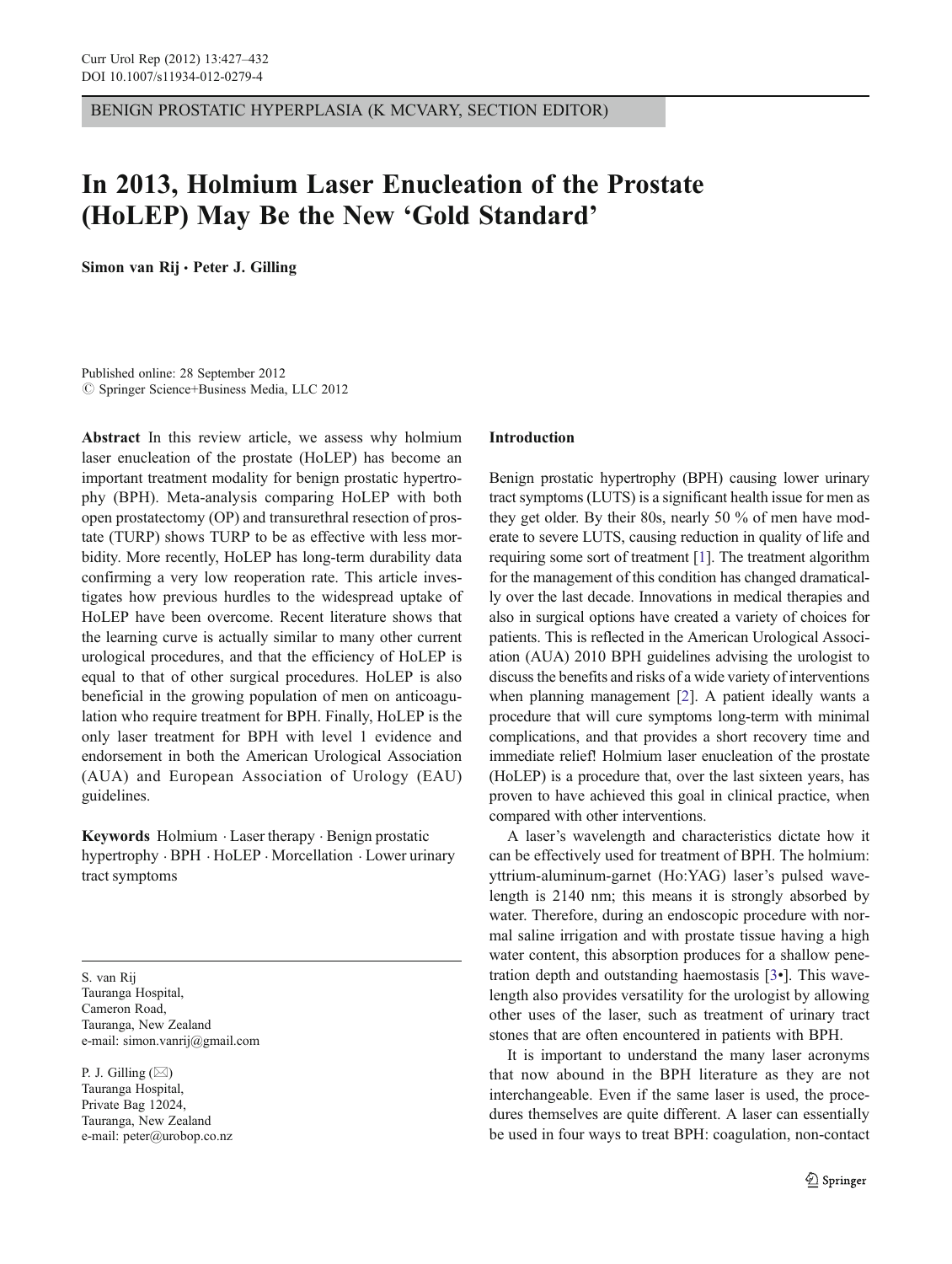BENIGN PROSTATIC HYPERPLASIA (K MCVARY, SECTION EDITOR)

# In 2013, Holmium Laser Enucleation of the Prostate (HoLEP) May Be the New 'Gold Standard'

**Simon van Rij · Peter J. Gilling**

Published online: 28 September 2012
© Springer Science+Business Media, LLC 2012

**Abstract** In this review article, we assess why holmium laser enucleation of the prostate (HoLEP) has become an important treatment modality for benign prostatic hypertrophy (BPH). Meta-analysis comparing HoLEP with both open prostatectomy (OP) and transurethral resection of prostate (TURP) shows TURP to be as effective with less morbidity. More recently, HoLEP has long-term durability data confirming a very low reoperation rate. This article investigates how previous hurdles to the widespread uptake of HoLEP have been overcome. Recent literature shows that the learning curve is actually similar to many other current urological procedures, and that the efficiency of HoLEP is equal to that of other surgical procedures. HoLEP is also beneficial in the growing population of men on anticoagulation who require treatment for BPH. Finally, HoLEP is the only laser treatment for BPH with level 1 evidence and endorsement in both the American Urological Association (AUA) and European Association of Urology (EAU) guidelines.

**Keywords** Holmium · Laser therapy · Benign prostatic hypertrophy · BPH · HoLEP · Morcellation · Lower urinary tract symptoms

S. van Rij
Tauranga Hospital,
Cameron Road,
Tauranga, New Zealand
e-mail: simon.vanrij@gmail.com

P. J. Gilling (✉)
Tauranga Hospital,
Private Bag 12024,
Tauranga, New Zealand
e-mail: peter@urobop.co.nz

## Introduction

Benign prostatic hypertrophy (BPH) causing lower urinary tract symptoms (LUTS) is a significant health issue for men as they get older. By their 80s, nearly 50 % of men have moderate to severe LUTS, causing reduction in quality of life and requiring some sort of treatment [1]. The treatment algorithm for the management of this condition has changed dramatically over the last decade. Innovations in medical therapies and also in surgical options have created a variety of choices for patients. This is reflected in the American Urological Association (AUA) 2010 BPH guidelines advising the urologist to discuss the benefits and risks of a wide variety of interventions when planning management [2]. A patient ideally wants a procedure that will cure symptoms long-term with minimal complications, and that provides a short recovery time and immediate relief! Holmium laser enucleation of the prostate (HoLEP) is a procedure that, over the last sixteen years, has proven to have achieved this goal in clinical practice, when compared with other interventions.

A laser's wavelength and characteristics dictate how it can be effectively used for treatment of BPH. The holmium: yttrium-aluminum-garnet (Ho:YAG) laser's pulsed wavelength is 2140 nm; this means it is strongly absorbed by water. Therefore, during an endoscopic procedure with normal saline irrigation and with prostate tissue having a high water content, this absorption produces for a shallow penetration depth and outstanding haemostasis [3•]. This wavelength also provides versatility for the urologist by allowing other uses of the laser, such as treatment of urinary tract stones that are often encountered in patients with BPH.

It is important to understand the many laser acronyms that now abound in the BPH literature as they are not interchangeable. Even if the same laser is used, the procedures themselves are quite different. A laser can essentially be used in four ways to treat BPH: coagulation, non-contact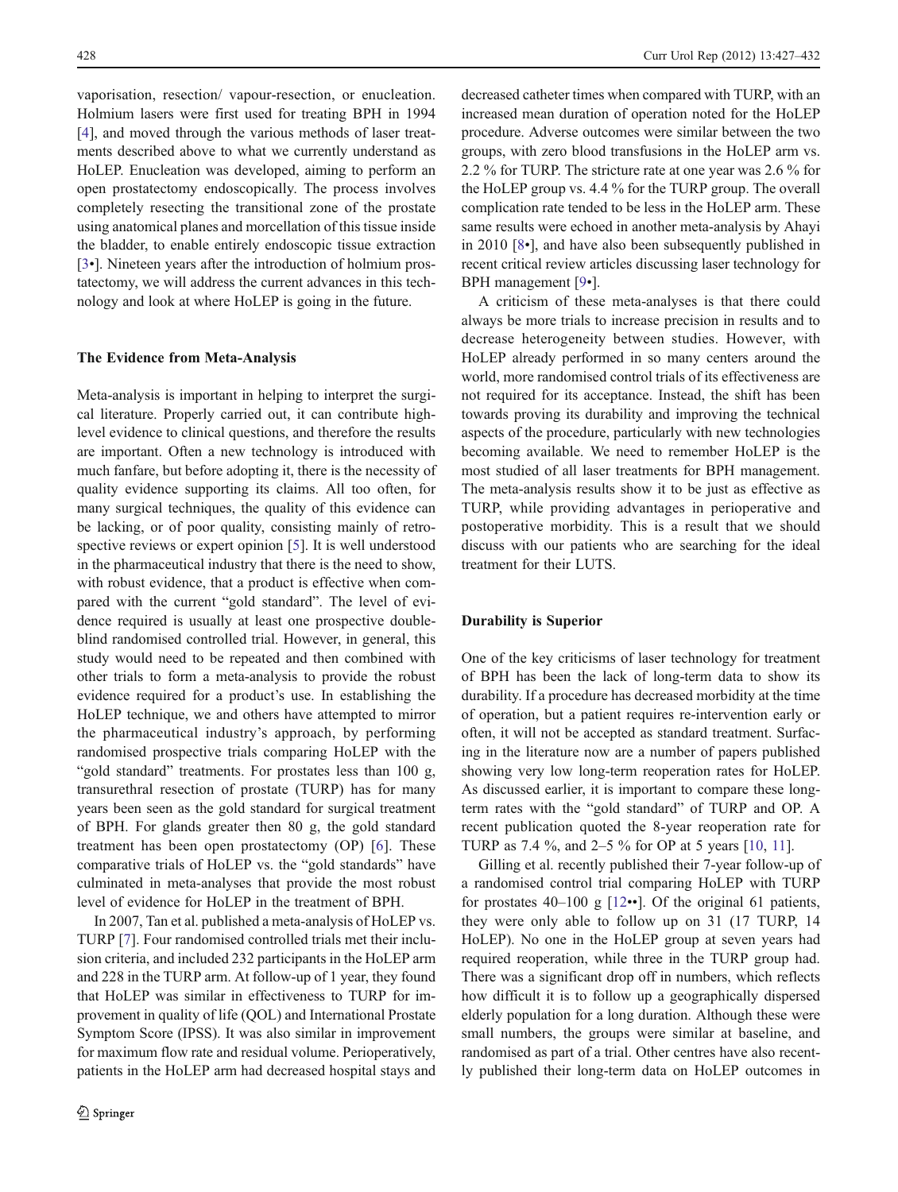vaporisation, resection/ vapour-resection, or enucleation. Holmium lasers were first used for treating BPH in 1994 [4], and moved through the various methods of laser treatments described above to what we currently understand as HoLEP. Enucleation was developed, aiming to perform an open prostatectomy endoscopically. The process involves completely resecting the transitional zone of the prostate using anatomical planes and morcellation of this tissue inside the bladder, to enable entirely endoscopic tissue extraction [3•]. Nineteen years after the introduction of holmium prostatectomy, we will address the current advances in this technology and look at where HoLEP is going in the future.

## The Evidence from Meta-Analysis

Meta-analysis is important in helping to interpret the surgical literature. Properly carried out, it can contribute high-level evidence to clinical questions, and therefore the results are important. Often a new technology is introduced with much fanfare, but before adopting it, there is the necessity of quality evidence supporting its claims. All too often, for many surgical techniques, the quality of this evidence can be lacking, or of poor quality, consisting mainly of retrospective reviews or expert opinion [5]. It is well understood in the pharmaceutical industry that there is the need to show, with robust evidence, that a product is effective when compared with the current "gold standard". The level of evidence required is usually at least one prospective double-blind randomised controlled trial. However, in general, this study would need to be repeated and then combined with other trials to form a meta-analysis to provide the robust evidence required for a product's use. In establishing the HoLEP technique, we and others have attempted to mirror the pharmaceutical industry's approach, by performing randomised prospective trials comparing HoLEP with the "gold standard" treatments. For prostates less than 100 g, transurethral resection of prostate (TURP) has for many years been seen as the gold standard for surgical treatment of BPH. For glands greater then 80 g, the gold standard treatment has been open prostatectomy (OP) [6]. These comparative trials of HoLEP vs. the "gold standards" have culminated in meta-analyses that provide the most robust level of evidence for HoLEP in the treatment of BPH.

In 2007, Tan et al. published a meta-analysis of HoLEP vs. TURP [7]. Four randomised controlled trials met their inclusion criteria, and included 232 participants in the HoLEP arm and 228 in the TURP arm. At follow-up of 1 year, they found that HoLEP was similar in effectiveness to TURP for improvement in quality of life (QOL) and International Prostate Symptom Score (IPSS). It was also similar in improvement for maximum flow rate and residual volume. Perioperatively, patients in the HoLEP arm had decreased hospital stays and decreased catheter times when compared with TURP, with an increased mean duration of operation noted for the HoLEP procedure. Adverse outcomes were similar between the two groups, with zero blood transfusions in the HoLEP arm vs. 2.2 % for TURP. The stricture rate at one year was 2.6 % for the HoLEP group vs. 4.4 % for the TURP group. The overall complication rate tended to be less in the HoLEP arm. These same results were echoed in another meta-analysis by Ahayi in 2010 [8•], and have also been subsequently published in recent critical review articles discussing laser technology for BPH management [9•].

A criticism of these meta-analyses is that there could always be more trials to increase precision in results and to decrease heterogeneity between studies. However, with HoLEP already performed in so many centers around the world, more randomised control trials of its effectiveness are not required for its acceptance. Instead, the shift has been towards proving its durability and improving the technical aspects of the procedure, particularly with new technologies becoming available. We need to remember HoLEP is the most studied of all laser treatments for BPH management. The meta-analysis results show it to be just as effective as TURP, while providing advantages in perioperative and postoperative morbidity. This is a result that we should discuss with our patients who are searching for the ideal treatment for their LUTS.

## Durability is Superior

One of the key criticisms of laser technology for treatment of BPH has been the lack of long-term data to show its durability. If a procedure has decreased morbidity at the time of operation, but a patient requires re-intervention early or often, it will not be accepted as standard treatment. Surfacing in the literature now are a number of papers published showing very low long-term reoperation rates for HoLEP. As discussed earlier, it is important to compare these long-term rates with the "gold standard" of TURP and OP. A recent publication quoted the 8-year reoperation rate for TURP as 7.4 %, and 2–5 % for OP at 5 years [10, 11].

Gilling et al. recently published their 7-year follow-up of a randomised control trial comparing HoLEP with TURP for prostates 40–100 g [12••]. Of the original 61 patients, they were only able to follow up on 31 (17 TURP, 14 HoLEP). No one in the HoLEP group at seven years had required reoperation, while three in the TURP group had. There was a significant drop off in numbers, which reflects how difficult it is to follow up a geographically dispersed elderly population for a long duration. Although these were small numbers, the groups were similar at baseline, and randomised as part of a trial. Other centres have also recently published their long-term data on HoLEP outcomes in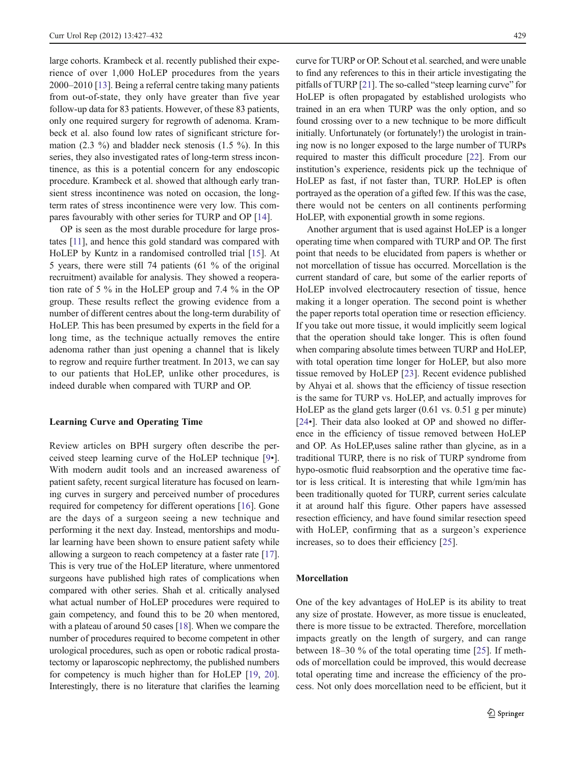large cohorts. Krambeck et al. recently published their experience of over 1,000 HoLEP procedures from the years 2000–2010 [13]. Being a referral centre taking many patients from out-of-state, they only have greater than five year follow-up data for 83 patients. However, of these 83 patients, only one required surgery for regrowth of adenoma. Krambeck et al. also found low rates of significant stricture formation (2.3 %) and bladder neck stenosis (1.5 %). In this series, they also investigated rates of long-term stress incontinence, as this is a potential concern for any endoscopic procedure. Krambeck et al. showed that although early transient stress incontinence was noted on occasion, the long-term rates of stress incontinence were very low. This compares favourably with other series for TURP and OP [14].

OP is seen as the most durable procedure for large prostates [11], and hence this gold standard was compared with HoLEP by Kuntz in a randomised controlled trial [15]. At 5 years, there were still 74 patients (61 % of the original recruitment) available for analysis. They showed a reoperation rate of 5 % in the HoLEP group and 7.4 % in the OP group. These results reflect the growing evidence from a number of different centres about the long-term durability of HoLEP. This has been presumed by experts in the field for a long time, as the technique actually removes the entire adenoma rather than just opening a channel that is likely to regrow and require further treatment. In 2013, we can say to our patients that HoLEP, unlike other procedures, is indeed durable when compared with TURP and OP.

## Learning Curve and Operating Time

Review articles on BPH surgery often describe the perceived steep learning curve of the HoLEP technique [9•]. With modern audit tools and an increased awareness of patient safety, recent surgical literature has focused on learning curves in surgery and perceived number of procedures required for competency for different operations [16]. Gone are the days of a surgeon seeing a new technique and performing it the next day. Instead, mentorships and modular learning have been shown to ensure patient safety while allowing a surgeon to reach competency at a faster rate [17]. This is very true of the HoLEP literature, where unmentored surgeons have published high rates of complications when compared with other series. Shah et al. critically analysed what actual number of HoLEP procedures were required to gain competency, and found this to be 20 when mentored, with a plateau of around 50 cases [18]. When we compare the number of procedures required to become competent in other urological procedures, such as open or robotic radical prostatectomy or laparoscopic nephrectomy, the published numbers for competency is much higher than for HoLEP [19, 20]. Interestingly, there is no literature that clarifies the learning curve for TURP or OP. Schout et al. searched, and were unable to find any references to this in their article investigating the pitfalls of TURP [21]. The so-called "steep learning curve" for HoLEP is often propagated by established urologists who trained in an era when TURP was the only option, and so found crossing over to a new technique to be more difficult initially. Unfortunately (or fortunately!) the urologist in training now is no longer exposed to the large number of TURPs required to master this difficult procedure [22]. From our institution's experience, residents pick up the technique of HoLEP as fast, if not faster than, TURP. HoLEP is often portrayed as the operation of a gifted few. If this was the case, there would not be centers on all continents performing HoLEP, with exponential growth in some regions.

Another argument that is used against HoLEP is a longer operating time when compared with TURP and OP. The first point that needs to be elucidated from papers is whether or not morcellation of tissue has occurred. Morcellation is the current standard of care, but some of the earlier reports of HoLEP involved electrocautery resection of tissue, hence making it a longer operation. The second point is whether the paper reports total operation time or resection efficiency. If you take out more tissue, it would implicitly seem logical that the operation should take longer. This is often found when comparing absolute times between TURP and HoLEP, with total operation time longer for HoLEP, but also more tissue removed by HoLEP [23]. Recent evidence published by Ahyai et al. shows that the efficiency of tissue resection is the same for TURP vs. HoLEP, and actually improves for HoLEP as the gland gets larger (0.61 vs. 0.51 g per minute) [24•]. Their data also looked at OP and showed no difference in the efficiency of tissue removed between HoLEP and OP. As HoLEP,uses saline rather than glycine, as in a traditional TURP, there is no risk of TURP syndrome from hypo-osmotic fluid reabsorption and the operative time factor is less critical. It is interesting that while 1gm/min has been traditionally quoted for TURP, current series calculate it at around half this figure. Other papers have assessed resection efficiency, and have found similar resection speed with HoLEP, confirming that as a surgeon's experience increases, so to does their efficiency [25].

## Morcellation

One of the key advantages of HoLEP is its ability to treat any size of prostate. However, as more tissue is enucleated, there is more tissue to be extracted. Therefore, morcellation impacts greatly on the length of surgery, and can range between 18–30 % of the total operating time [25]. If methods of morcellation could be improved, this would decrease total operating time and increase the efficiency of the process. Not only does morcellation need to be efficient, but it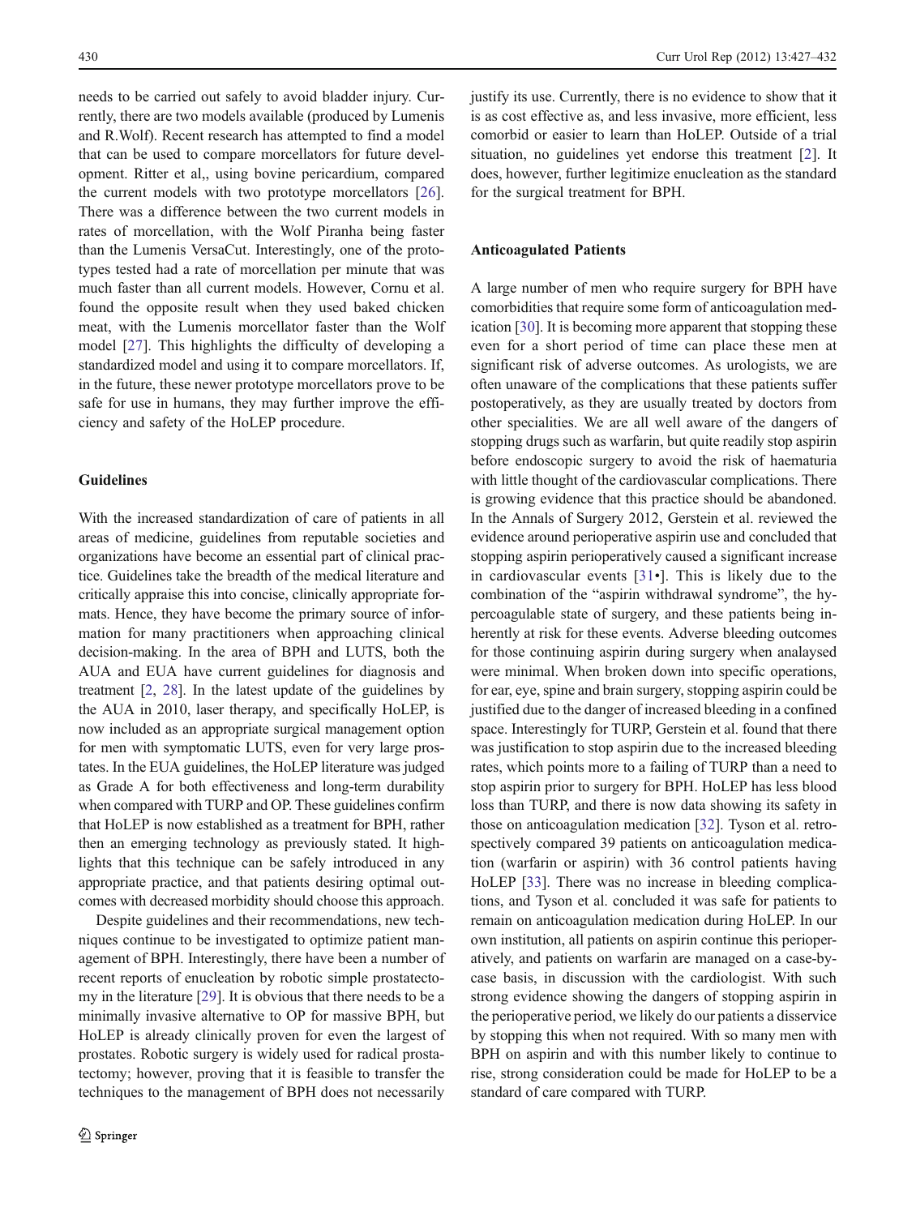needs to be carried out safely to avoid bladder injury. Currently, there are two models available (produced by Lumenis and R.Wolf). Recent research has attempted to find a model that can be used to compare morcellators for future development. Ritter et al,, using bovine pericardium, compared the current models with two prototype morcellators [26]. There was a difference between the two current models in rates of morcellation, with the Wolf Piranha being faster than the Lumenis VersaCut. Interestingly, one of the prototypes tested had a rate of morcellation per minute that was much faster than all current models. However, Cornu et al. found the opposite result when they used baked chicken meat, with the Lumenis morcellator faster than the Wolf model [27]. This highlights the difficulty of developing a standardized model and using it to compare morcellators. If, in the future, these newer prototype morcellators prove to be safe for use in humans, they may further improve the efficiency and safety of the HoLEP procedure.

## Guidelines

With the increased standardization of care of patients in all areas of medicine, guidelines from reputable societies and organizations have become an essential part of clinical practice. Guidelines take the breadth of the medical literature and critically appraise this into concise, clinically appropriate formats. Hence, they have become the primary source of information for many practitioners when approaching clinical decision-making. In the area of BPH and LUTS, both the AUA and EUA have current guidelines for diagnosis and treatment [2, 28]. In the latest update of the guidelines by the AUA in 2010, laser therapy, and specifically HoLEP, is now included as an appropriate surgical management option for men with symptomatic LUTS, even for very large prostates. In the EUA guidelines, the HoLEP literature was judged as Grade A for both effectiveness and long-term durability when compared with TURP and OP. These guidelines confirm that HoLEP is now established as a treatment for BPH, rather then an emerging technology as previously stated. It highlights that this technique can be safely introduced in any appropriate practice, and that patients desiring optimal outcomes with decreased morbidity should choose this approach.

Despite guidelines and their recommendations, new techniques continue to be investigated to optimize patient management of BPH. Interestingly, there have been a number of recent reports of enucleation by robotic simple prostatectomy in the literature [29]. It is obvious that there needs to be a minimally invasive alternative to OP for massive BPH, but HoLEP is already clinically proven for even the largest of prostates. Robotic surgery is widely used for radical prostatectomy; however, proving that it is feasible to transfer the techniques to the management of BPH does not necessarily justify its use. Currently, there is no evidence to show that it is as cost effective as, and less invasive, more efficient, less comorbid or easier to learn than HoLEP. Outside of a trial situation, no guidelines yet endorse this treatment [2]. It does, however, further legitimize enucleation as the standard for the surgical treatment for BPH.

## Anticoagulated Patients

A large number of men who require surgery for BPH have comorbidities that require some form of anticoagulation medication [30]. It is becoming more apparent that stopping these even for a short period of time can place these men at significant risk of adverse outcomes. As urologists, we are often unaware of the complications that these patients suffer postoperatively, as they are usually treated by doctors from other specialities. We are all well aware of the dangers of stopping drugs such as warfarin, but quite readily stop aspirin before endoscopic surgery to avoid the risk of haematuria with little thought of the cardiovascular complications. There is growing evidence that this practice should be abandoned. In the Annals of Surgery 2012, Gerstein et al. reviewed the evidence around perioperative aspirin use and concluded that stopping aspirin perioperatively caused a significant increase in cardiovascular events [31•]. This is likely due to the combination of the "aspirin withdrawal syndrome", the hypercoagulable state of surgery, and these patients being inherently at risk for these events. Adverse bleeding outcomes for those continuing aspirin during surgery when analysed were minimal. When broken down into specific operations, for ear, eye, spine and brain surgery, stopping aspirin could be justified due to the danger of increased bleeding in a confined space. Interestingly for TURP, Gerstein et al. found that there was justification to stop aspirin due to the increased bleeding rates, which points more to a failing of TURP than a need to stop aspirin prior to surgery for BPH. HoLEP has less blood loss than TURP, and there is now data showing its safety in those on anticoagulation medication [32]. Tyson et al. retrospectively compared 39 patients on anticoagulation medication (warfarin or aspirin) with 36 control patients having HoLEP [33]. There was no increase in bleeding complications, and Tyson et al. concluded it was safe for patients to remain on anticoagulation medication during HoLEP. In our own institution, all patients on aspirin continue this perioperatively, and patients on warfarin are managed on a case-by-case basis, in discussion with the cardiologist. With such strong evidence showing the dangers of stopping aspirin in the perioperative period, we likely do our patients a disservice by stopping this when not required. With so many men with BPH on aspirin and with this number likely to continue to rise, strong consideration could be made for HoLEP to be a standard of care compared with TURP.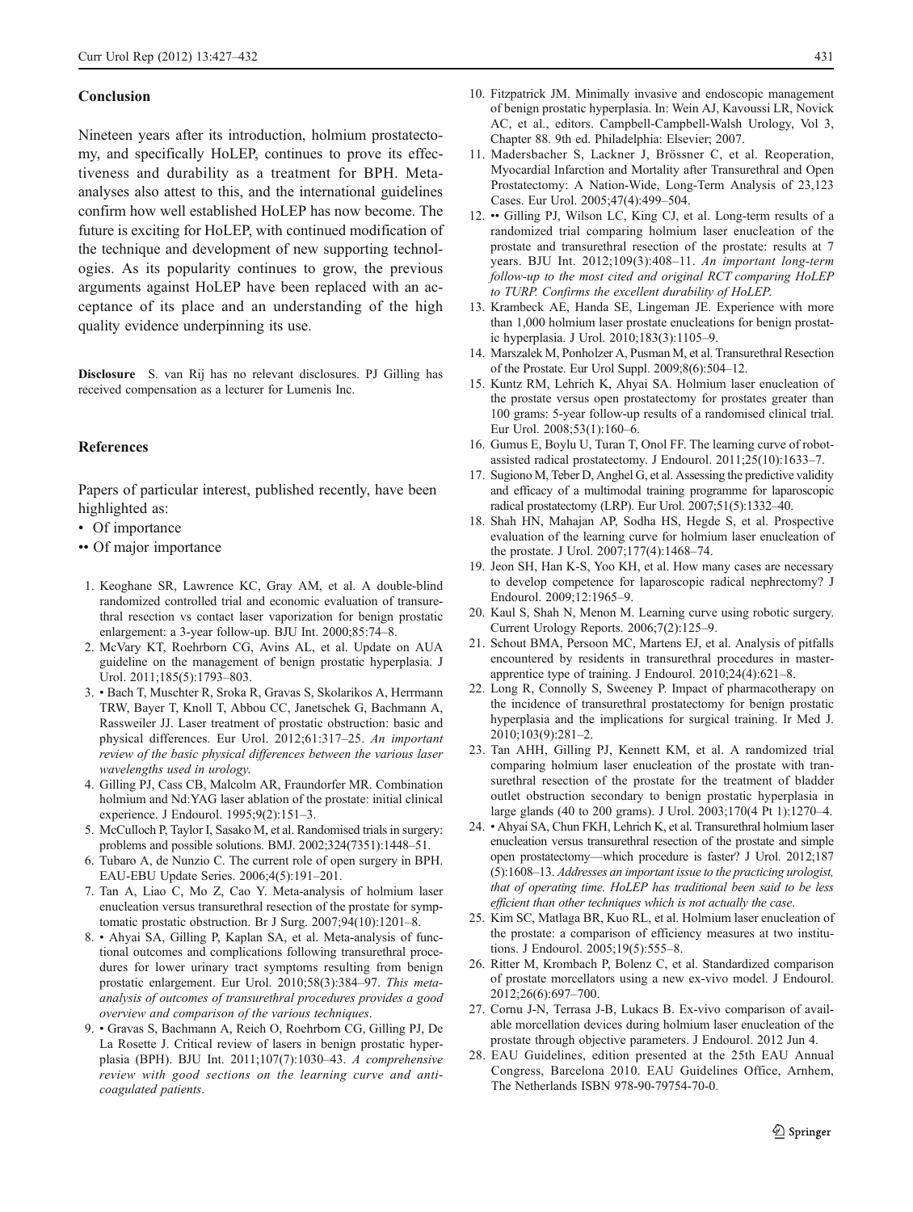## Conclusion

Nineteen years after its introduction, holmium prostatectomy, and specifically HoLEP, continues to prove its effectiveness and durability as a treatment for BPH. Meta-analyses also attest to this, and the international guidelines confirm how well established HoLEP has now become. The future is exciting for HoLEP, with continued modification of the technique and development of new supporting technologies. As its popularity continues to grow, the previous arguments against HoLEP have been replaced with an acceptance of its place and an understanding of the high quality evidence underpinning its use.

**Disclosure** S. van Rij has no relevant disclosures. PJ Gilling has received compensation as a lecturer for Lumenis Inc.

## References

Papers of particular interest, published recently, have been highlighted as:

- • Of importance
- •• Of major importance

1. Keoghane SR, Lawrence KC, Gray AM, et al. A double-blind randomized controlled trial and economic evaluation of transurethral resection vs contact laser vaporization for benign prostatic enlargement: a 3-year follow-up. BJU Int. 2000;85:74–8.
2. McVary KT, Roehrborn CG, Avins AL, et al. Update on AUA guideline on the management of benign prostatic hyperplasia. J Urol. 2011;185(5):1793–803.
3. • Bach T, Muschter R, Sroka R, Gravas S, Skolarikos A, Herrmann TRW, Bayer T, Knoll T, Abbou CC, Janetschek G, Bachmann A, Rassweiler JJ. Laser treatment of prostatic obstruction: basic and physical differences. Eur Urol. 2012;61:317–25. *An important review of the basic physical differences between the various laser wavelengths used in urology.*
4. Gilling PJ, Cass CB, Malcolm AR, Fraundorfer MR. Combination holmium and Nd:YAG laser ablation of the prostate: initial clinical experience. J Endourol. 1995;9(2):151–3.
5. McCulloch P, Taylor I, Sasako M, et al. Randomised trials in surgery: problems and possible solutions. BMJ. 2002;324(7351):1448–51.
6. Tubaro A, de Nunzio C. The current role of open surgery in BPH. EAU-EBU Update Series. 2006;4(5):191–201.
7. Tan A, Liao C, Mo Z, Cao Y. Meta-analysis of holmium laser enucleation versus transurethral resection of the prostate for symptomatic prostatic obstruction. Br J Surg. 2007;94(10):1201–8.
8. • Ahyai SA, Gilling P, Kaplan SA, et al. Meta-analysis of functional outcomes and complications following transurethral procedures for lower urinary tract symptoms resulting from benign prostatic enlargement. Eur Urol. 2010;58(3):384–97. *This meta-analysis of outcomes of transurethral procedures provides a good overview and comparison of the various techniques.*
9. • Gravas S, Bachmann A, Reich O, Roehrborn CG, Gilling PJ, De La Rosette J. Critical review of lasers in benign prostatic hyperplasia (BPH). BJU Int. 2011;107(7):1030–43. *A comprehensive review with good sections on the learning curve and anti-coagulated patients.*
10. Fitzpatrick JM. Minimally invasive and endoscopic management of benign prostatic hyperplasia. In: Wein AJ, Kavoussi LR, Novick AC, et al., editors. Campbell-Campbell-Walsh Urology, Vol 3, Chapter 88. 9th ed. Philadelphia: Elsevier; 2007.
11. Madersbacher S, Lackner J, Brössner C, et al. Reoperation, Myocardial Infarction and Mortality after Transurethral and Open Prostatectomy: A Nation-Wide, Long-Term Analysis of 23,123 Cases. Eur Urol. 2005;47(4):499–504.
12. •• Gilling PJ, Wilson LC, King CJ, et al. Long-term results of a randomized trial comparing holmium laser enucleation of the prostate and transurethral resection of the prostate: results at 7 years. BJU Int. 2012;109(3):408–11. *An important long-term follow-up to the most cited and original RCT comparing HoLEP to TURP. Confirms the excellent durability of HoLEP.*
13. Krambeck AE, Handa SE, Lingeman JE. Experience with more than 1,000 holmium laser prostate enucleations for benign prostatic hyperplasia. J Urol. 2010;183(3):1105–9.
14. Marszalek M, Ponholzer A, Pusman M, et al. Transurethral Resection of the Prostate. Eur Urol Suppl. 2009;8(6):504–12.
15. Kuntz RM, Lehrich K, Ahyai SA. Holmium laser enucleation of the prostate versus open prostatectomy for prostates greater than 100 grams: 5-year follow-up results of a randomised clinical trial. Eur Urol. 2008;53(1):160–6.
16. Gumus E, Boylu U, Turan T, Onol FF. The learning curve of robot-assisted radical prostatectomy. J Endourol. 2011;25(10):1633–7.
17. Sugiono M, Teber D, Anghel G, et al. Assessing the predictive validity and efficacy of a multimodal training programme for laparoscopic radical prostatectomy (LRP). Eur Urol. 2007;51(5):1332–40.
18. Shah HN, Mahajan AP, Sodha HS, Hegde S, et al. Prospective evaluation of the learning curve for holmium laser enucleation of the prostate. J Urol. 2007;177(4):1468–74.
19. Jeon SH, Han K-S, Yoo KH, et al. How many cases are necessary to develop competence for laparoscopic radical nephrectomy? J Endourol. 2009;12:1965–9.
20. Kaul S, Shah N, Menon M. Learning curve using robotic surgery. Current Urology Reports. 2006;7(2):125–9.
21. Schout BMA, Persoon MC, Martens EJ, et al. Analysis of pitfalls encountered by residents in transurethral procedures in master-apprentice type of training. J Endourol. 2010;24(4):621–8.
22. Long R, Connolly S, Sweeney P. Impact of pharmacotherapy on the incidence of transurethral prostatectomy for benign prostatic hyperplasia and the implications for surgical training. Ir Med J. 2010;103(9):281–2.
23. Tan AHH, Gilling PJ, Kennett KM, et al. A randomized trial comparing holmium laser enucleation of the prostate with transurethral resection of the prostate for the treatment of bladder outlet obstruction secondary to benign prostatic hyperplasia in large glands (40 to 200 grams). J Urol. 2003;170(4 Pt 1):1270–4.
24. • Ahyai SA, Chun FKH, Lehrich K, et al. Transurethral holmium laser enucleation versus transurethral resection of the prostate and simple open prostatectomy—which procedure is faster? J Urol. 2012;187(5):1608–13. *Addresses an important issue to the practicing urologist, that of operating time. HoLEP has traditional been said to be less efficient than other techniques which is not actually the case.*
25. Kim SC, Matlaga BR, Kuo RL, et al. Holmium laser enucleation of the prostate: a comparison of efficiency measures at two institutions. J Endourol. 2005;19(5):555–8.
26. Ritter M, Krombach P, Bolenz C, et al. Standardized comparison of prostate morcellators using a new ex-vivo model. J Endourol. 2012;26(6):697–700.
27. Cornu J-N, Terrasa J-B, Lukacs B. Ex-vivo comparison of available morcellation devices during holmium laser enucleation of the prostate through objective parameters. J Endourol. 2012 Jun 4.
28. EAU Guidelines, edition presented at the 25th EAU Annual Congress, Barcelona 2010. EAU Guidelines Office, Arnhem, The Netherlands ISBN 978-90-79754-70-0.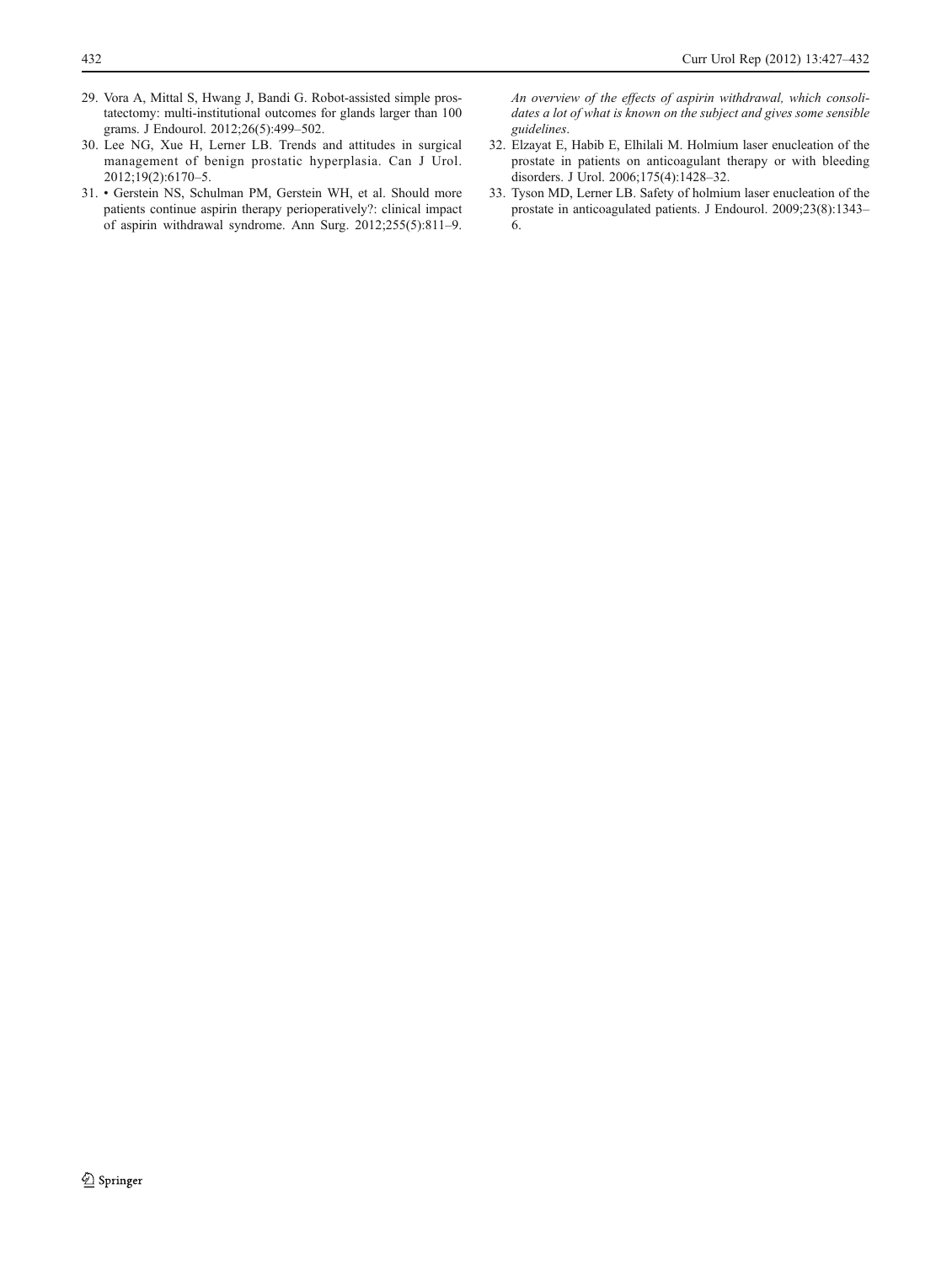29. Vora A, Mittal S, Hwang J, Bandi G. Robot-assisted simple prostatectomy: multi-institutional outcomes for glands larger than 100 grams. J Endourol. 2012;26(5):499–502.
30. Lee NG, Xue H, Lerner LB. Trends and attitudes in surgical management of benign prostatic hyperplasia. Can J Urol. 2012;19(2):6170–5.
31. • Gerstein NS, Schulman PM, Gerstein WH, et al. Should more patients continue aspirin therapy perioperatively?: clinical impact of aspirin withdrawal syndrome. Ann Surg. 2012;255(5):811–9. *An overview of the effects of aspirin withdrawal, which consolidates a lot of what is known on the subject and gives some sensible guidelines*.
32. Elzayat E, Habib E, Elhilali M. Holmium laser enucleation of the prostate in patients on anticoagulant therapy or with bleeding disorders. J Urol. 2006;175(4):1428–32.
33. Tyson MD, Lerner LB. Safety of holmium laser enucleation of the prostate in anticoagulated patients. J Endourol. 2009;23(8):1343–6.